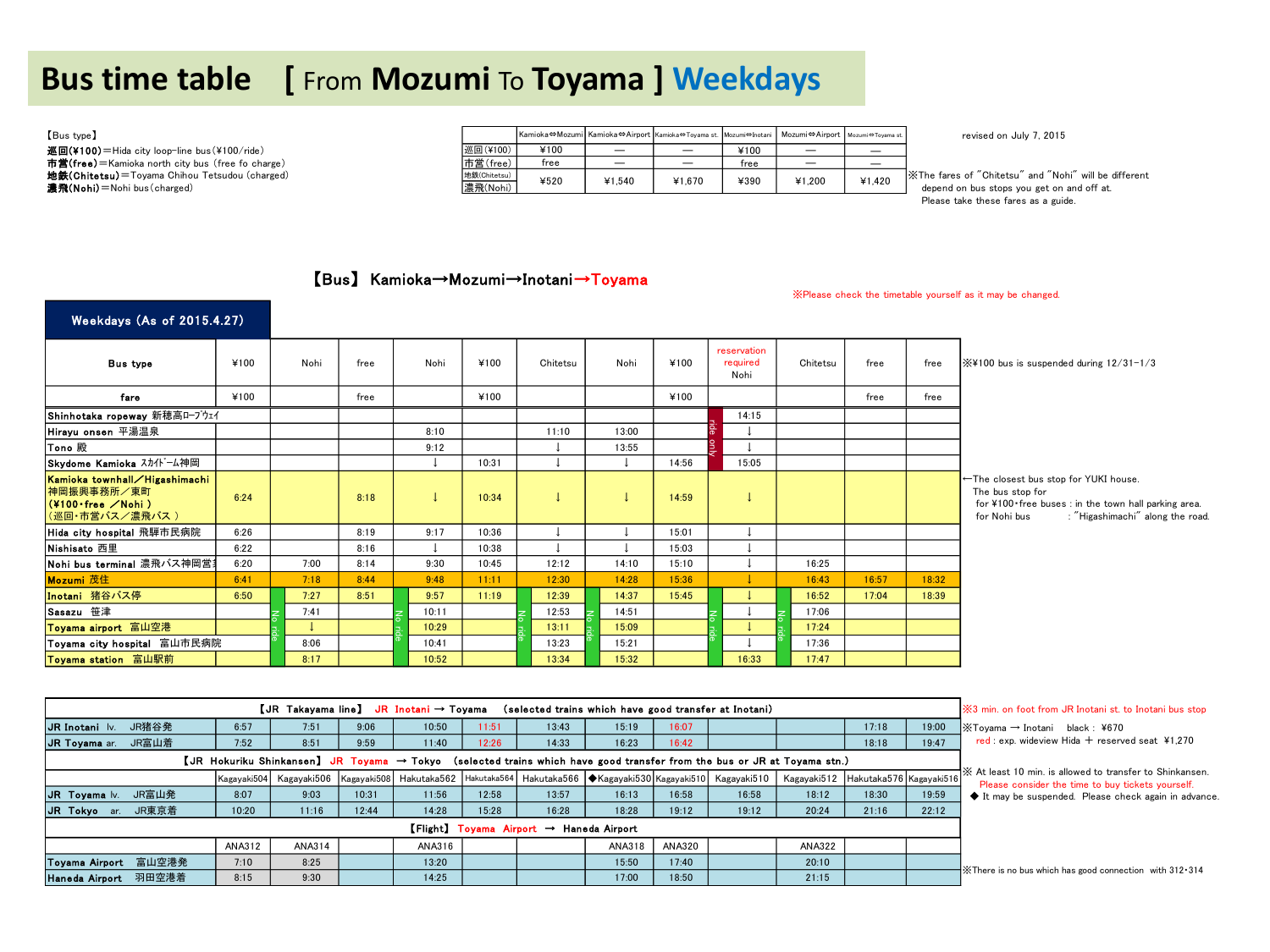# Bus time table　[ From **Mozumi** To **Toyama** ] Weekdays

【Bus type】

**巡回(¥100)**＝Hida city loop-line bus(¥100/ride)
**市営(free)**＝Kamioka north city bus (free fo charge)
**地鉄(Chitetsu)**＝Toyama Chihou Tetsudou (charged)
**濃飛(Nohi)**＝Nohi bus(charged)

| | Kamioka⇔Mozumi | Kamioka⇔Airport | Kamioka⇔Toyama st. | Mozumi⇔Inotani | Mozumi⇔Airport | Mozumi⇔Toyama st. |
|---|---|---|---|---|---|---|
| 巡回(¥100) | ¥100 | — | — | ¥100 | — | — |
| 市営(free) | free | — | — | free | — | — |
| 地鉄(Chitetsu) 濃飛(Nohi) | ¥520 | ¥1,540 | ¥1,670 | ¥390 | ¥1,200 | ¥1,420 |

revised on July 7, 2015

※The fares of "Chitetsu" and "Nohi" will be different depend on bus stops you get on and off at.
Please take these fares as a guide.

## 【Bus】 Kamioka→Mozumi→Inotani→Toyama

※Please check the timetable yourself as it may be changed.

**Weekdays (As of 2015.4.27)**

| Bus type | ¥100 | Nohi | free | Nohi | ¥100 | Chitetsu | Nohi | ¥100 | reservation required Nohi | Chitetsu | free | free |
|---|---|---|---|---|---|---|---|---|---|---|---|---|
| fare | ¥100 | | free | | ¥100 | | | ¥100 | | | free | free |
| Shinhotaka ropeway 新穂高ﾛｰﾌﾟｳｪｲ | | | | | | | | | 14:15 (ride only) | | | |
| Hirayu onsen 平湯温泉 | | | | 8:10 | | 11:10 | 13:00 | | ↓ | | | |
| Tono 殿 | | | | 9:12 | | ↓ | 13:55 | | ↓ | | | |
| Skydome Kamioka ｽｶｲﾄﾞｰﾑ神岡 | | | | ↓ | 10:31 | ↓ | ↓ | 14:56 | 15:05 | | | |
| Kamioka townhall／Higashimachi 神岡振興事務所／東町 (¥100・free ／Nohi ) (巡回・市営バス／濃飛バス ) | 6:24 | | 8:18 | ↓ | 10:34 | ↓ | ↓ | 14:59 | ↓ | | | |
| Hida city hospital 飛騨市民病院 | 6:26 | | 8:19 | 9:17 | 10:36 | ↓ | ↓ | 15:01 | ↓ | | | |
| Nishisato 西里 | 6:22 | | 8:16 | ↓ | 10:38 | ↓ | ↓ | 15:03 | ↓ | | | |
| Nohi bus terminal 濃飛バス神岡営業所 | 6:20 | 7:00 | 8:14 | 9:30 | 10:45 | 12:12 | 14:10 | 15:10 | ↓ | 16:25 | | |
| **Mozumi 茂住** | 6:41 | 7:18 | 8:44 | 9:48 | 11:11 | 12:30 | 14:28 | 15:36 | ↓ | 16:43 | 16:57 | 18:32 |
| **Inotani 猪谷バス停** | 6:50 | 7:27 | 8:51 | 9:57 | 11:19 | 12:39 | 14:37 | 15:45 | ↓ | 16:52 | 17:04 | 18:39 |
| | | No ride | | No ride | | No ride | No ride | | No ride | No ride | | |
| Sasazu 笹津 | | 7:41 | | 10:11 | | 12:53 | 14:51 | | ↓ | 17:06 | | |
| **Toyama airport 富山空港** | | ↓ | | 10:29 | | 13:11 | 15:09 | | ↓ | 17:24 | | |
| Toyama city hospital 富山市民病院 | | 8:06 | | 10:41 | | 13:23 | 15:21 | | ↓ | 17:36 | | |
| **Toyama station 富山駅前** | | 8:17 | | 10:52 | | 13:34 | 15:32 | | 16:33 | 17:47 | | |

※¥100 bus is suspended during 12/31-1/3

←The closest bus stop for YUKI house.
The bus stop for
for ¥100・free buses : in the town hall parking area.
for Nohi bus : "Higashimachi" along the road.

**【JR Takayama line】 JR Inotani → Toyama (selected trains which have good transfer at Inotani)**

| | | | | | | | | | | | | |
|---|---|---|---|---|---|---|---|---|---|---|---|---|
| JR Inotani lv. JR猪谷発 | 6:57 | 7:51 | 9:06 | 10:50 | 11:51 | 13:43 | 15:19 | 16:07 | | | 17:18 | 19:00 |
| JR Toyama ar. JR富山着 | 7:52 | 8:51 | 9:59 | 11:40 | 12:26 | 14:33 | 16:23 | 16:42 | | | 18:18 | 19:47 |

※3 min. on foot from JR Inotani st. to Inotani bus stop
※Toyama → Inotani black : ¥670
red : exp. wideview Hida ＋ reserved seat ¥1,270

**【JR Hokuriku Shinkansen】 JR Toyama → Tokyo (selected trains which have good transfer from the bus or JR at Toyama stn.)**

| | Kagayaki504 | Kagayaki506 | Kagayaki508 | Hakutaka562 | Hakutaka564 | Hakutaka566 | ◆Kagayaki530 | Kagayaki510 | Kagayaki510 | Kagayaki512 | Hakutaka576 | Kagayaki516 |
|---|---|---|---|---|---|---|---|---|---|---|---|---|
| JR Toyama lv. JR富山発 | 8:07 | 9:03 | 10:31 | 11:56 | 12:58 | 13:57 | 16:13 | 16:58 | 16:58 | 18:12 | 18:30 | 19:59 |
| JR Tokyo ar. JR東京着 | 10:20 | 11:16 | 12:44 | 14:28 | 15:28 | 16:28 | 18:28 | 19:12 | 19:12 | 20:24 | 21:16 | 22:12 |

※ At least 10 min. is allowed to transfer to Shinkansen.
Please consider the time to buy tickets yourself.
◆ It may be suspended. Please check again in advance.

**【Flight】 Toyama Airport → Haneda Airport**

| | ANA312 | ANA314 | | ANA316 | | | ANA318 | ANA320 | | ANA322 | | |
|---|---|---|---|---|---|---|---|---|---|---|---|---|
| Toyama Airport 富山空港発 | 7:10 | 8:25 | | 13:20 | | | 15:50 | 17:40 | | 20:10 | | |
| Haneda Airport 羽田空港着 | 8:15 | 9:30 | | 14:25 | | | 17:00 | 18:50 | | 21:15 | | |

※There is no bus which has good connection with 312・314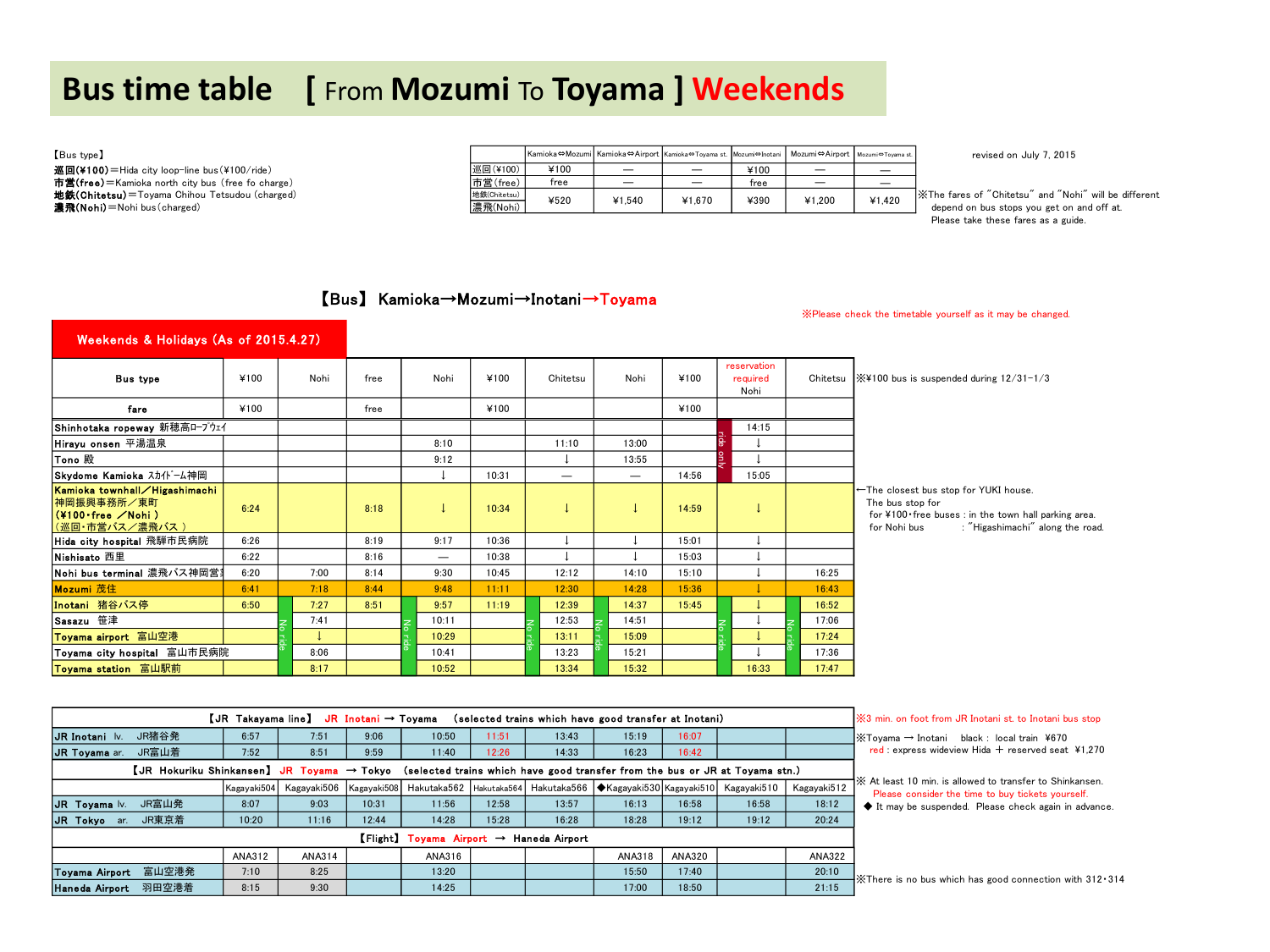# Bus time table [ From Mozumi To Toyama ] Weekends

【Bus type】
**巡回(¥100)**＝Hida city loop-line bus(¥100/ride)
**市営(free)**＝Kamioka north city bus (free fo charge)
**地鉄(Chitetsu)**＝Toyama Chihou Tetsudou (charged)
**濃飛(Nohi)**＝Nohi bus(charged)

| | Kamioka⇔Mozumi | Kamioka⇔Airport | Kamioka⇔Toyama st. | Mozumi⇔Inotani | Mozumi⇔Airport | Mozumi⇔Toyama st. |
|---|---|---|---|---|---|---|
| 巡回(¥100) | ¥100 | — | — | ¥100 | — | — |
| 市営(free) | free | — | — | free | — | — |
| 地鉄(Chitetsu) / 濃飛(Nohi) | ¥520 | ¥1,540 | ¥1,670 | ¥390 | ¥1,200 | ¥1,420 |

※The fares of "Chitetsu" and "Nohi" will be different depend on bus stops you get on and off at. Please take these fares as a guide.

revised on July 7, 2015

## 【Bus】 Kamioka→Mozumi→Inotani→Toyama

※Please check the timetable yourself as it may be changed.

**Weekends & Holidays (As of 2015.4.27)**

| Bus type | ¥100 | Nohi | free | Nohi | ¥100 | Chitetsu | Nohi | ¥100 | reservation required Nohi | Chitetsu |
|---|---|---|---|---|---|---|---|---|---|---|
| fare | ¥100 | | free | | ¥100 | | | ¥100 | | |
| Shinhotaka ropeway 新穂高ロープウェイ | | | | | | | | | (ride only) 14:15 | |
| Hirayu onsen 平湯温泉 | | | | 8:10 | | 11:10 | 13:00 | | ↓ | |
| Tono 殿 | | | | 9:12 | | ↓ | 13:55 | | ↓ | |
| Skydome Kamioka ｽｶｲﾄﾞｰﾑ神岡 | | | | ↓ | 10:31 | — | — | 14:56 | 15:05 | |
| Kamioka townhall／Higashimachi 神岡振興事務所／東町 (¥100・free ／Nohi ) (巡回・市営バス／濃飛バス ) | 6:24 | | 8:18 | ↓ | 10:34 | ↓ | ↓ | 14:59 | ↓ | |
| Hida city hospital 飛騨市民病院 | 6:26 | | 8:19 | 9:17 | 10:36 | ↓ | ↓ | 15:01 | ↓ | |
| Nishisato 西里 | 6:22 | | 8:16 | — | 10:38 | ↓ | ↓ | 15:03 | ↓ | |
| Nohi bus terminal 濃飛バス神岡営業所 | 6:20 | 7:00 | 8:14 | 9:30 | 10:45 | 12:12 | 14:10 | 15:10 | ↓ | 16:25 |
| Mozumi 茂住 | 6:41 | 7:18 | 8:44 | 9:48 | 11:11 | 12:30 | 14:28 | 15:36 | ↓ | 16:43 |
| Inotani 猪谷バス停 | 6:50 | 7:27 | 8:51 | 9:57 | 11:19 | 12:39 | 14:37 | 15:45 | ↓ | 16:52 |
| Sasazu 笹津 | | 7:41 | | 10:11 | | 12:53 | 14:51 | | ↓ | 17:06 |
| Toyama airport 富山空港 | | ↓ | | 10:29 | | 13:11 | 15:09 | | ↓ | 17:24 |
| Toyama city hospital 富山市民病院 | | 8:06 | | 10:41 | | 13:23 | 15:21 | | ↓ | 17:36 |
| Toyama station 富山駅前 | | 8:17 | | 10:52 | | 13:34 | 15:32 | | 16:33 | 17:47 |

(Between Inotani and Sasazu: "No ride" for Nohi and Chitetsu buses.)

※¥100 bus is suspended during 12/31-1/3

←The closest bus stop for YUKI house.
The bus stop for
for ¥100・free buses : in the town hall parking area.
for Nohi bus : "Higashimachi" along the road.

| 【JR Takayama line】 JR Inotani → Toyama (selected trains which have good transfer at Inotani) | | | | | | | | | | |
|---|---|---|---|---|---|---|---|---|---|---|
| JR Inotani lv. JR猪谷発 | 6:57 | 7:51 | 9:06 | 10:50 | 11:51 | 13:43 | 15:19 | 16:07 | | |
| JR Toyama ar. JR富山着 | 7:52 | 8:51 | 9:59 | 11:40 | 12:26 | 14:33 | 16:23 | 16:42 | | |
| **【JR Hokuriku Shinkansen】 JR Toyama → Tokyo (selected trains which have good transfer from the bus or JR at Toyama stn.)** | | | | | | | | | | |
| | Kagayaki504 | Kagayaki506 | Kagayaki508 | Hakutaka562 | Hakutaka564 | Hakutaka566 | ◆Kagayaki530 | Kagayaki510 | Kagayaki510 | Kagayaki512 |
| JR Toyama lv. JR富山発 | 8:07 | 9:03 | 10:31 | 11:56 | 12:58 | 13:57 | 16:13 | 16:58 | 16:58 | 18:12 |
| JR Tokyo ar. JR東京着 | 10:20 | 11:16 | 12:44 | 14:28 | 15:28 | 16:28 | 18:28 | 19:12 | 19:12 | 20:24 |
| **【Flight】 Toyama Airport → Haneda Airport** | | | | | | | | | | |
| | ANA312 | ANA314 | | ANA316 | | | ANA318 | ANA320 | | ANA322 |
| Toyama Airport 富山空港発 | 7:10 | 8:25 | | 13:20 | | | 15:50 | 17:40 | | 20:10 |
| Haneda Airport 羽田空港着 | 8:15 | 9:30 | | 14:25 | | | 17:00 | 18:50 | | 21:15 |

※3 min. on foot from JR Inotani st. to Inotani bus stop

※Toyama → Inotani black : local train ¥670
red : express wideview Hida ＋ reserved seat ¥1,270

※ At least 10 min. is allowed to transfer to Shinkansen.
Please consider the time to buy tickets yourself.
◆ It may be suspended. Please check again in advance.

※There is no bus which has good connection with 312・314